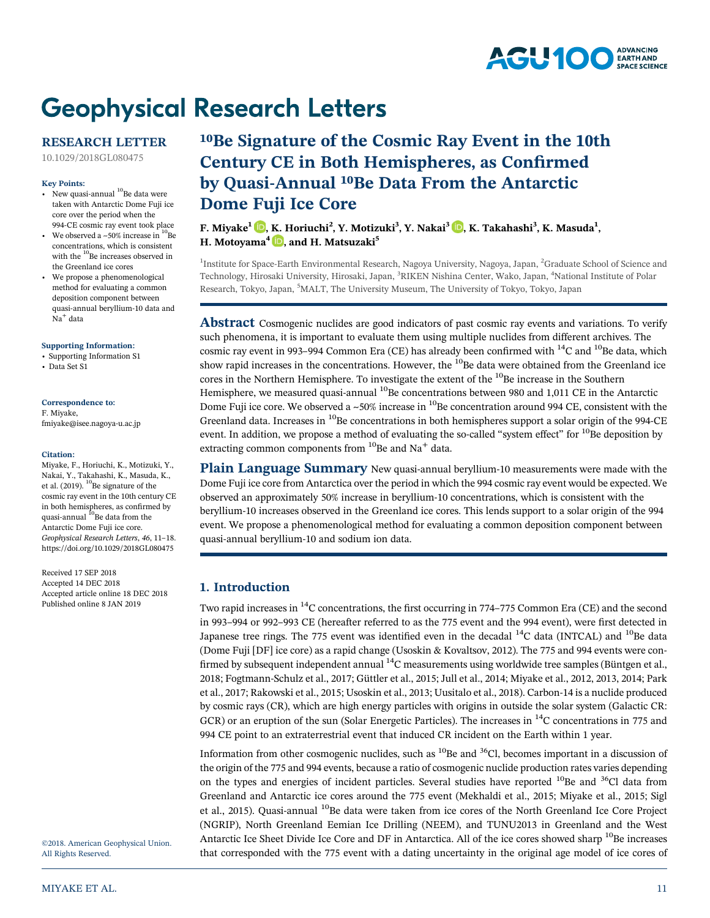# Geophysical Research Letters

**RESEARCH LETTER**

10.1029/2018GL080475

**Key Points:**

- New quasi-annual $^{10}$Be data were taken with Antarctic Dome Fuji ice core over the period when the 994-CE cosmic ray event took place
- We observed a ~50% increase in $^{10}$Be concentrations, which is consistent with the $^{10}$Be increases observed in the Greenland ice cores
- We propose a phenomenological method for evaluating a common deposition component between quasi-annual beryllium-10 data and $Na^+$ data

**Supporting Information:**

- Supporting Information S1
- Data Set S1

**Correspondence to:**

F. Miyake,
fmiyake@isee.nagoya-u.ac.jp

**Citation:**

Miyake, F., Horiuchi, K., Motizuki, Y., Nakai, Y., Takahashi, K., Masuda, K., et al. (2019). $^{10}$Be signature of the cosmic ray event in the 10th century CE in both hemispheres, as confirmed by quasi-annual $^{10}$Be data from the Antarctic Dome Fuji ice core. *Geophysical Research Letters*, *46*, 11–18. https://doi.org/10.1029/2018GL080475

Received 17 SEP 2018
Accepted 14 DEC 2018
Accepted article online 18 DEC 2018
Published online 8 JAN 2019

©2018. American Geophysical Union. All Rights Reserved.

# $^{10}$Be Signature of the Cosmic Ray Event in the 10th Century CE in Both Hemispheres, as Confirmed by Quasi-Annual $^{10}$Be Data From the Antarctic Dome Fuji Ice Core

**F. Miyake[1], K. Horiuchi[2], Y. Motizuki[3], Y. Nakai[3], K. Takahashi[3], K. Masuda[1], H. Motoyama[4], and H. Matsuzaki[5]**

[1]Institute for Space-Earth Environmental Research, Nagoya University, Nagoya, Japan, [2]Graduate School of Science and Technology, Hirosaki University, Hirosaki, Japan, [3]RIKEN Nishina Center, Wako, Japan, [4]National Institute of Polar Research, Tokyo, Japan, [5]MALT, The University Museum, The University of Tokyo, Tokyo, Japan

**Abstract** Cosmogenic nuclides are good indicators of past cosmic ray events and variations. To verify such phenomena, it is important to evaluate them using multiple nuclides from different archives. The cosmic ray event in 993–994 Common Era (CE) has already been confirmed with $^{14}$C and $^{10}$Be data, which show rapid increases in the concentrations. However, the $^{10}$Be data were obtained from the Greenland ice cores in the Northern Hemisphere. To investigate the extent of the $^{10}$Be increase in the Southern Hemisphere, we measured quasi-annual $^{10}$Be concentrations between 980 and 1,011 CE in the Antarctic Dome Fuji ice core. We observed a ~50% increase in $^{10}$Be concentration around 994 CE, consistent with the Greenland data. Increases in $^{10}$Be concentrations in both hemispheres support a solar origin of the 994-CE event. In addition, we propose a method of evaluating the so-called "system effect" for $^{10}$Be deposition by extracting common components from $^{10}$Be and $Na^+$ data.

**Plain Language Summary** New quasi-annual beryllium-10 measurements were made with the Dome Fuji ice core from Antarctica over the period in which the 994 cosmic ray event would be expected. We observed an approximately 50% increase in beryllium-10 concentrations, which is consistent with the beryllium-10 increases observed in the Greenland ice cores. This lends support to a solar origin of the 994 event. We propose a phenomenological method for evaluating a common deposition component between quasi-annual beryllium-10 and sodium ion data.

## 1. Introduction

Two rapid increases in $^{14}$C concentrations, the first occurring in 774–775 Common Era (CE) and the second in 993–994 or 992–993 CE (hereafter referred to as the 775 event and the 994 event), were first detected in Japanese tree rings. The 775 event was identified even in the decadal $^{14}$C data (INTCAL) and $^{10}$Be data (Dome Fuji [DF] ice core) as a rapid change (Usoskin & Kovaltsov, 2012). The 775 and 994 events were confirmed by subsequent independent annual $^{14}$C measurements using worldwide tree samples (Büntgen et al., 2018; Fogtmann-Schulz et al., 2017; Güttler et al., 2015; Jull et al., 2014; Miyake et al., 2012, 2013, 2014; Park et al., 2017; Rakowski et al., 2015; Usoskin et al., 2013; Uusitalo et al., 2018). Carbon-14 is a nuclide produced by cosmic rays (CR), which are high energy particles with origins in outside the solar system (Galactic CR: GCR) or an eruption of the sun (Solar Energetic Particles). The increases in $^{14}$C concentrations in 775 and 994 CE point to an extraterrestrial event that induced CR incident on the Earth within 1 year.

Information from other cosmogenic nuclides, such as $^{10}$Be and $^{36}$Cl, becomes important in a discussion of the origin of the 775 and 994 events, because a ratio of cosmogenic nuclide production rates varies depending on the types and energies of incident particles. Several studies have reported $^{10}$Be and $^{36}$Cl data from Greenland and Antarctic ice cores around the 775 event (Mekhaldi et al., 2015; Miyake et al., 2015; Sigl et al., 2015). Quasi-annual $^{10}$Be data were taken from ice cores of the North Greenland Ice Core Project (NGRIP), North Greenland Eemian Ice Drilling (NEEM), and TUNU2013 in Greenland and the West Antarctic Ice Sheet Divide Ice Core and DF in Antarctica. All of the ice cores showed sharp $^{10}$Be increases that corresponded with the 775 event with a dating uncertainty in the original age model of ice cores of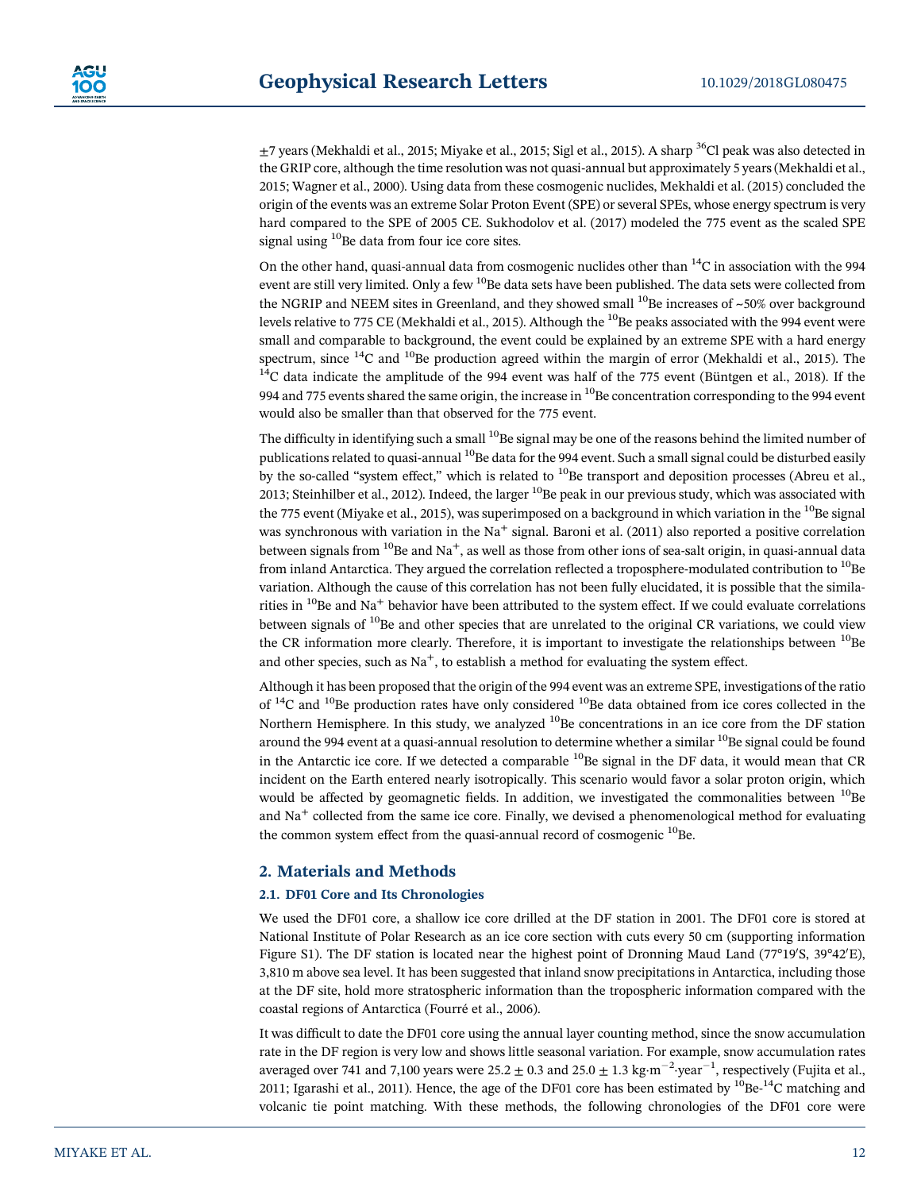±7 years (Mekhaldi et al., 2015; Miyake et al., 2015; Sigl et al., 2015). A sharp $^{36}Cl$ peak was also detected in the GRIP core, although the time resolution was not quasi-annual but approximately 5 years (Mekhaldi et al., 2015; Wagner et al., 2000). Using data from these cosmogenic nuclides, Mekhaldi et al. (2015) concluded the origin of the events was an extreme Solar Proton Event (SPE) or several SPEs, whose energy spectrum is very hard compared to the SPE of 2005 CE. Sukhodolov et al. (2017) modeled the 775 event as the scaled SPE signal using $^{10}Be$ data from four ice core sites.

On the other hand, quasi-annual data from cosmogenic nuclides other than $^{14}C$ in association with the 994 event are still very limited. Only a few $^{10}Be$ data sets have been published. The data sets were collected from the NGRIP and NEEM sites in Greenland, and they showed small $^{10}Be$ increases of ~50% over background levels relative to 775 CE (Mekhaldi et al., 2015). Although the $^{10}Be$ peaks associated with the 994 event were small and comparable to background, the event could be explained by an extreme SPE with a hard energy spectrum, since $^{14}C$ and $^{10}Be$ production agreed within the margin of error (Mekhaldi et al., 2015). The $^{14}C$ data indicate the amplitude of the 994 event was half of the 775 event (Büntgen et al., 2018). If the 994 and 775 events shared the same origin, the increase in $^{10}Be$ concentration corresponding to the 994 event would also be smaller than that observed for the 775 event.

The difficulty in identifying such a small $^{10}Be$ signal may be one of the reasons behind the limited number of publications related to quasi-annual $^{10}Be$ data for the 994 event. Such a small signal could be disturbed easily by the so-called "system effect," which is related to $^{10}Be$ transport and deposition processes (Abreu et al., 2013; Steinhilber et al., 2012). Indeed, the larger $^{10}Be$ peak in our previous study, which was associated with the 775 event (Miyake et al., 2015), was superimposed on a background in which variation in the $^{10}Be$ signal was synchronous with variation in the $Na^+$ signal. Baroni et al. (2011) also reported a positive correlation between signals from $^{10}Be$ and $Na^+$, as well as those from other ions of sea-salt origin, in quasi-annual data from inland Antarctica. They argued the correlation reflected a troposphere-modulated contribution to $^{10}Be$ variation. Although the cause of this correlation has not been fully elucidated, it is possible that the similarities in $^{10}Be$ and $Na^+$ behavior have been attributed to the system effect. If we could evaluate correlations between signals of $^{10}Be$ and other species that are unrelated to the original CR variations, we could view the CR information more clearly. Therefore, it is important to investigate the relationships between $^{10}Be$ and other species, such as $Na^+$, to establish a method for evaluating the system effect.

Although it has been proposed that the origin of the 994 event was an extreme SPE, investigations of the ratio of $^{14}C$ and $^{10}Be$ production rates have only considered $^{10}Be$ data obtained from ice cores collected in the Northern Hemisphere. In this study, we analyzed $^{10}Be$ concentrations in an ice core from the DF station around the 994 event at a quasi-annual resolution to determine whether a similar $^{10}Be$ signal could be found in the Antarctic ice core. If we detected a comparable $^{10}Be$ signal in the DF data, it would mean that CR incident on the Earth entered nearly isotropically. This scenario would favor a solar proton origin, which would be affected by geomagnetic fields. In addition, we investigated the commonalities between $^{10}Be$ and $Na^+$ collected from the same ice core. Finally, we devised a phenomenological method for evaluating the common system effect from the quasi-annual record of cosmogenic $^{10}Be$.

## 2. Materials and Methods

### 2.1. DF01 Core and Its Chronologies

We used the DF01 core, a shallow ice core drilled at the DF station in 2001. The DF01 core is stored at National Institute of Polar Research as an ice core section with cuts every 50 cm (supporting information Figure S1). The DF station is located near the highest point of Dronning Maud Land (77°19′S, 39°42′E), 3,810 m above sea level. It has been suggested that inland snow precipitations in Antarctica, including those at the DF site, hold more stratospheric information than the tropospheric information compared with the coastal regions of Antarctica (Fourré et al., 2006).

It was difficult to date the DF01 core using the annual layer counting method, since the snow accumulation rate in the DF region is very low and shows little seasonal variation. For example, snow accumulation rates averaged over 741 and 7,100 years were $25.2 \pm 0.3$ and $25.0 \pm 1.3$ $kg \cdot m^{-2} \cdot year^{-1}$, respectively (Fujita et al., 2011; Igarashi et al., 2011). Hence, the age of the DF01 core has been estimated by $^{10}Be$-$^{14}C$ matching and volcanic tie point matching. With these methods, the following chronologies of the DF01 core were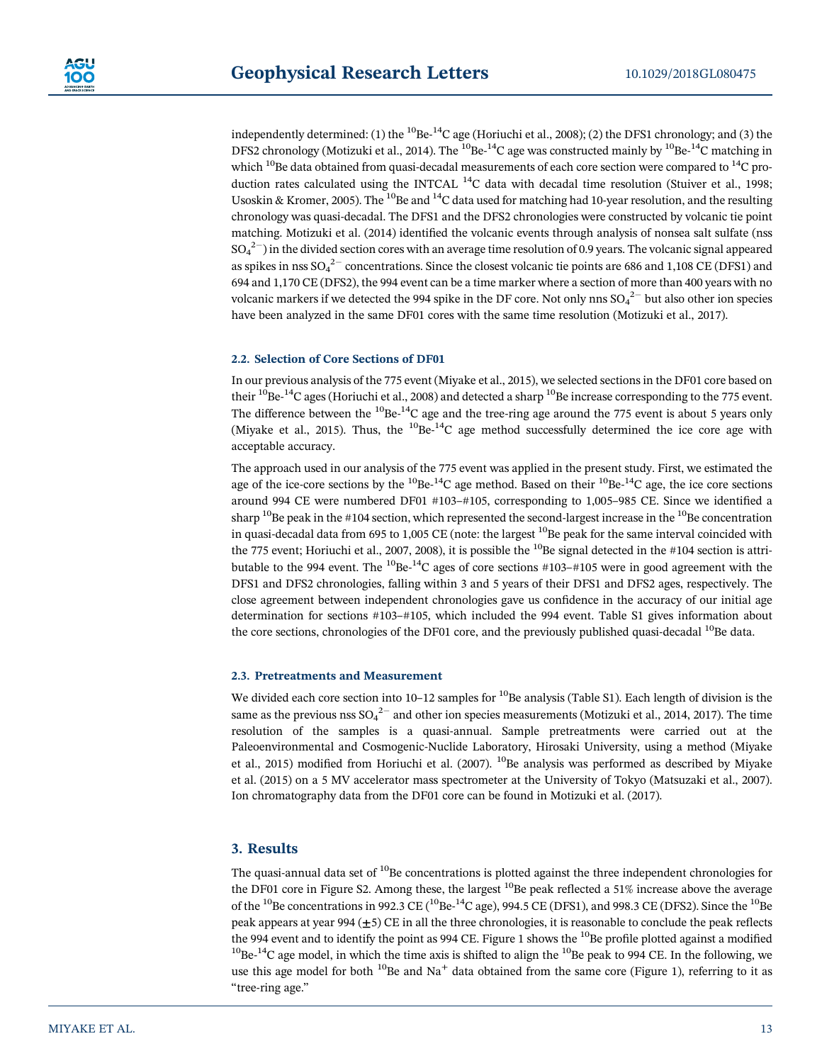independently determined: (1) the $^{10}$Be-$^{14}$C age (Horiuchi et al., 2008); (2) the DFS1 chronology; and (3) the DFS2 chronology (Motizuki et al., 2014). The $^{10}$Be-$^{14}$C age was constructed mainly by $^{10}$Be-$^{14}$C matching in which $^{10}$Be data obtained from quasi-decadal measurements of each core section were compared to $^{14}$C production rates calculated using the INTCAL $^{14}$C data with decadal time resolution (Stuiver et al., 1998; Usoskin & Kromer, 2005). The $^{10}$Be and $^{14}$C data used for matching had 10-year resolution, and the resulting chronology was quasi-decadal. The DFS1 and the DFS2 chronologies were constructed by volcanic tie point matching. Motizuki et al. (2014) identified the volcanic events through analysis of nonsea salt sulfate (nss $SO_4^{2-}$) in the divided section cores with an average time resolution of 0.9 years. The volcanic signal appeared as spikes in nss $SO_4^{2-}$ concentrations. Since the closest volcanic tie points are 686 and 1,108 CE (DFS1) and 694 and 1,170 CE (DFS2), the 994 event can be a time marker where a section of more than 400 years with no volcanic markers if we detected the 994 spike in the DF core. Not only nns $SO_4^{2-}$ but also other ion species have been analyzed in the same DF01 cores with the same time resolution (Motizuki et al., 2017).

### 2.2. Selection of Core Sections of DF01

In our previous analysis of the 775 event (Miyake et al., 2015), we selected sections in the DF01 core based on their $^{10}$Be-$^{14}$C ages (Horiuchi et al., 2008) and detected a sharp $^{10}$Be increase corresponding to the 775 event. The difference between the $^{10}$Be-$^{14}$C age and the tree-ring age around the 775 event is about 5 years only (Miyake et al., 2015). Thus, the $^{10}$Be-$^{14}$C age method successfully determined the ice core age with acceptable accuracy.

The approach used in our analysis of the 775 event was applied in the present study. First, we estimated the age of the ice-core sections by the $^{10}$Be-$^{14}$C age method. Based on their $^{10}$Be-$^{14}$C age, the ice core sections around 994 CE were numbered DF01 #103–#105, corresponding to 1,005–985 CE. Since we identified a sharp $^{10}$Be peak in the #104 section, which represented the second-largest increase in the $^{10}$Be concentration in quasi-decadal data from 695 to 1,005 CE (note: the largest $^{10}$Be peak for the same interval coincided with the 775 event; Horiuchi et al., 2007, 2008), it is possible the $^{10}$Be signal detected in the #104 section is attributable to the 994 event. The $^{10}$Be-$^{14}$C ages of core sections #103–#105 were in good agreement with the DFS1 and DFS2 chronologies, falling within 3 and 5 years of their DFS1 and DFS2 ages, respectively. The close agreement between independent chronologies gave us confidence in the accuracy of our initial age determination for sections #103–#105, which included the 994 event. Table S1 gives information about the core sections, chronologies of the DF01 core, and the previously published quasi-decadal $^{10}$Be data.

### 2.3. Pretreatments and Measurement

We divided each core section into 10–12 samples for $^{10}$Be analysis (Table S1). Each length of division is the same as the previous nss $SO_4^{2-}$ and other ion species measurements (Motizuki et al., 2014, 2017). The time resolution of the samples is a quasi-annual. Sample pretreatments were carried out at the Paleoenvironmental and Cosmogenic-Nuclide Laboratory, Hirosaki University, using a method (Miyake et al., 2015) modified from Horiuchi et al. (2007). $^{10}$Be analysis was performed as described by Miyake et al. (2015) on a 5 MV accelerator mass spectrometer at the University of Tokyo (Matsuzaki et al., 2007). Ion chromatography data from the DF01 core can be found in Motizuki et al. (2017).

## 3. Results

The quasi-annual data set of $^{10}$Be concentrations is plotted against the three independent chronologies for the DF01 core in Figure S2. Among these, the largest $^{10}$Be peak reflected a 51% increase above the average of the $^{10}$Be concentrations in 992.3 CE ($^{10}$Be-$^{14}$C age), 994.5 CE (DFS1), and 998.3 CE (DFS2). Since the $^{10}$Be peak appears at year 994 ($\pm$5) CE in all the three chronologies, it is reasonable to conclude the peak reflects the 994 event and to identify the point as 994 CE. Figure 1 shows the $^{10}$Be profile plotted against a modified $^{10}$Be-$^{14}$C age model, in which the time axis is shifted to align the $^{10}$Be peak to 994 CE. In the following, we use this age model for both $^{10}$Be and $Na^+$ data obtained from the same core (Figure 1), referring to it as "tree-ring age."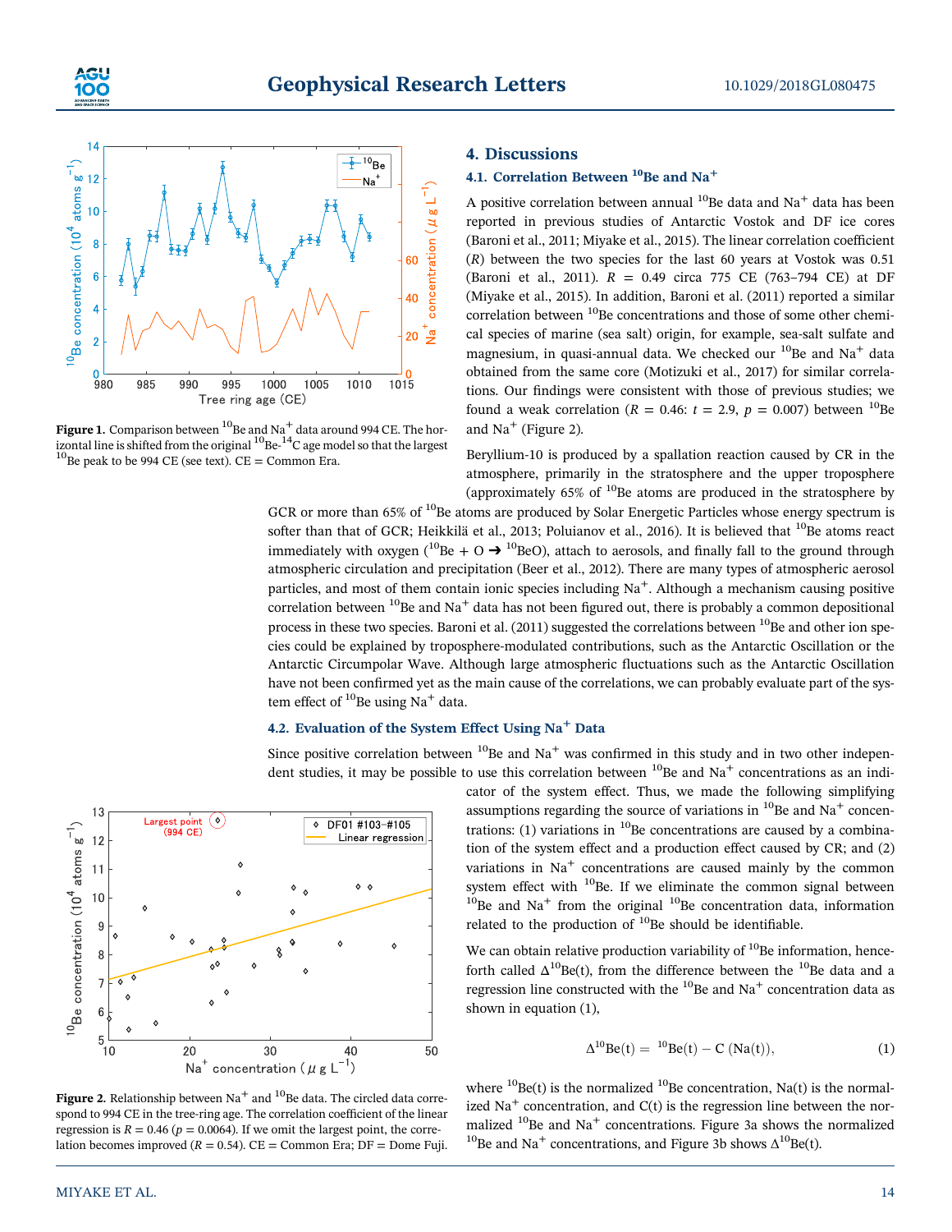Figure 1. Comparison between $^{10}Be$ and $Na^+$ data around 994 CE. The horizontal line is shifted from the original $^{10}Be$-$^{14}C$ age model so that the largest $^{10}Be$ peak to be 994 CE (see text). CE = Common Era.

## 4. Discussions

### 4.1. Correlation Between $^{10}Be$ and $Na^+$

A positive correlation between annual $^{10}Be$ data and $Na^+$ data has been reported in previous studies of Antarctic Vostok and DF ice cores (Baroni et al., 2011; Miyake et al., 2015). The linear correlation coefficient ($R$) between the two species for the last 60 years at Vostok was 0.51 (Baroni et al., 2011). $R = 0.49$ circa 775 CE (763–794 CE) at DF (Miyake et al., 2015). In addition, Baroni et al. (2011) reported a similar correlation between $^{10}Be$ concentrations and those of some other chemical species of marine (sea salt) origin, for example, sea-salt sulfate and magnesium, in quasi-annual data. We checked our $^{10}Be$ and $Na^+$ data obtained from the same core (Motizuki et al., 2017) for similar correlations. Our findings were consistent with those of previous studies; we found a weak correlation ($R = 0.46$: $t = 2.9$, $p = 0.007$) between $^{10}Be$ and $Na^+$ (Figure 2).

Beryllium-10 is produced by a spallation reaction caused by CR in the atmosphere, primarily in the stratosphere and the upper troposphere (approximately 65% of $^{10}Be$ atoms are produced in the stratosphere by GCR or more than 65% of $^{10}Be$ atoms are produced by Solar Energetic Particles whose energy spectrum is softer than that of GCR; Heikkilä et al., 2013; Poluianov et al., 2016). It is believed that $^{10}Be$ atoms react immediately with oxygen ($^{10}Be + O \rightarrow {}^{10}BeO$), attach to aerosols, and finally fall to the ground through atmospheric circulation and precipitation (Beer et al., 2012). There are many types of atmospheric aerosol particles, and most of them contain ionic species including $Na^+$. Although a mechanism causing positive correlation between $^{10}Be$ and $Na^+$ data has not been figured out, there is probably a common depositional process in these two species. Baroni et al. (2011) suggested the correlations between $^{10}Be$ and other ion species could be explained by troposphere-modulated contributions, such as the Antarctic Oscillation or the Antarctic Circumpolar Wave. Although large atmospheric fluctuations such as the Antarctic Oscillation have not been confirmed yet as the main cause of the correlations, we can probably evaluate part of the system effect of $^{10}Be$ using $Na^+$ data.

### 4.2. Evaluation of the System Effect Using $Na^+$ Data

Since positive correlation between $^{10}Be$ and $Na^+$ was confirmed in this study and in two other independent studies, it may be possible to use this correlation between $^{10}Be$ and $Na^+$ concentrations as an indicator of the system effect. Thus, we made the following simplifying assumptions regarding the source of variations in $^{10}Be$ and $Na^+$ concentrations: (1) variations in $^{10}Be$ concentrations are caused by a combination of the system effect and a production effect caused by CR; and (2) variations in $Na^+$ concentrations are caused mainly by the common system effect with $^{10}Be$. If we eliminate the common signal between $^{10}Be$ and $Na^+$ from the original $^{10}Be$ concentration data, information related to the production of $^{10}Be$ should be identifiable.

We can obtain relative production variability of $^{10}Be$ information, henceforth called $\Delta^{10}Be(t)$, from the difference between the $^{10}Be$ data and a regression line constructed with the $^{10}Be$ and $Na^+$ concentration data as shown in equation (1),

$$\Delta^{10}\mathrm{Be}(t) = {}^{10}\mathrm{Be}(t) - C\,(\mathrm{Na}(t)), \tag{1}$$

where $^{10}Be(t)$ is the normalized $^{10}Be$ concentration, Na(t) is the normalized $Na^+$ concentration, and C(t) is the regression line between the normalized $^{10}Be$ and $Na^+$ concentrations. Figure 3a shows the normalized $^{10}Be$ and $Na^+$ concentrations, and Figure 3b shows $\Delta^{10}Be(t)$.

Figure 2. Relationship between $Na^+$ and $^{10}Be$ data. The circled data correspond to 994 CE in the tree-ring age. The correlation coefficient of the linear regression is $R = 0.46$ ($p = 0.0064$). If we omit the largest point, the correlation becomes improved ($R = 0.54$). CE = Common Era; DF = Dome Fuji.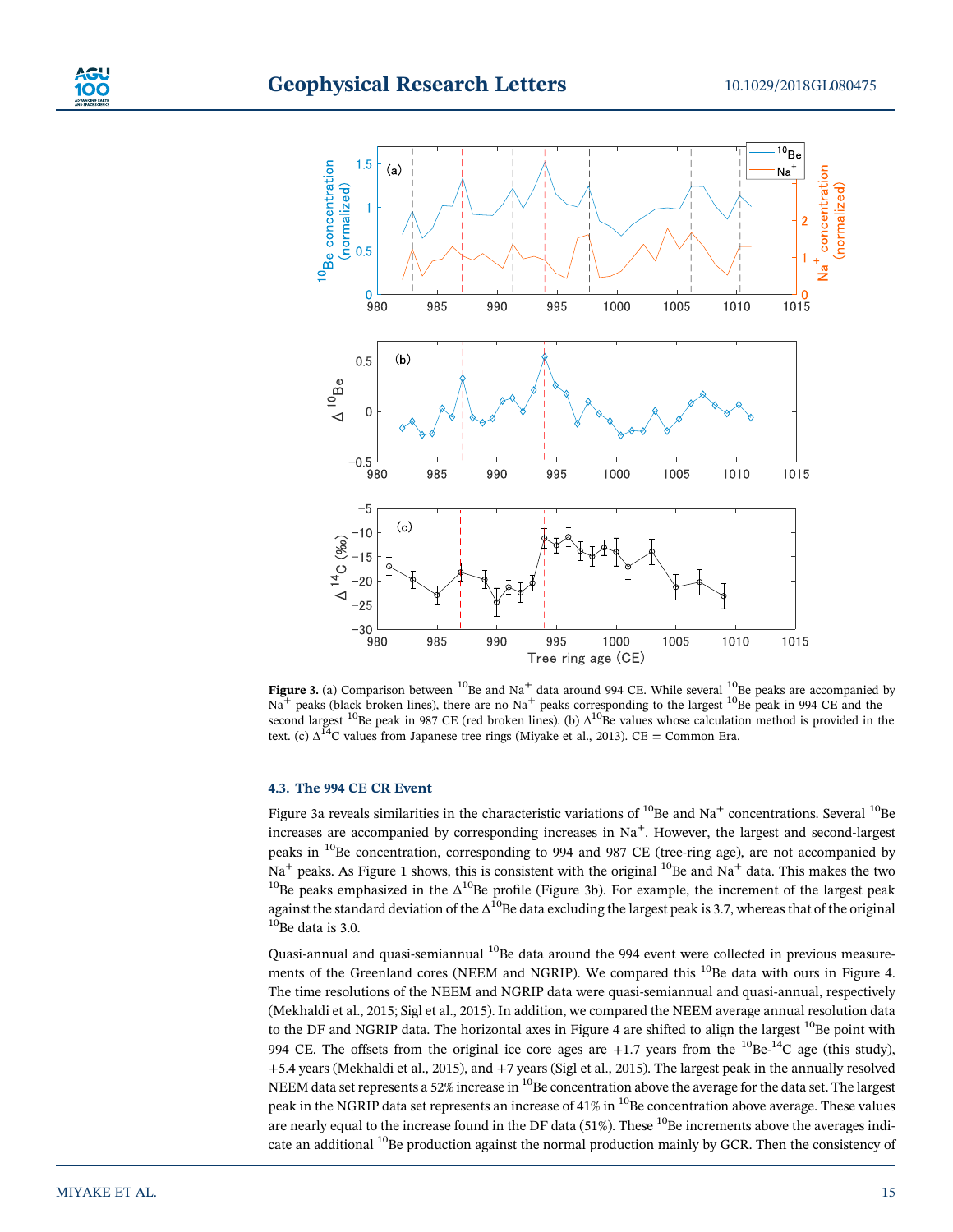**Figure 3.** (a) Comparison between $^{10}$Be and $Na^+$ data around 994 CE. While several $^{10}$Be peaks are accompanied by $Na^+$ peaks (black broken lines), there are no $Na^+$ peaks corresponding to the largest $^{10}$Be peak in 994 CE and the second largest $^{10}$Be peak in 987 CE (red broken lines). (b) $\Delta^{10}$Be values whose calculation method is provided in the text. (c) $\Delta^{14}$C values from Japanese tree rings (Miyake et al., 2013). CE = Common Era.

### 4.3. The 994 CE CR Event

Figure 3a reveals similarities in the characteristic variations of $^{10}$Be and $Na^+$ concentrations. Several $^{10}$Be increases are accompanied by corresponding increases in $Na^+$. However, the largest and second-largest peaks in $^{10}$Be concentration, corresponding to 994 and 987 CE (tree-ring age), are not accompanied by $Na^+$ peaks. As Figure 1 shows, this is consistent with the original $^{10}$Be and $Na^+$ data. This makes the two $^{10}$Be peaks emphasized in the $\Delta^{10}$Be profile (Figure 3b). For example, the increment of the largest peak against the standard deviation of the $\Delta^{10}$Be data excluding the largest peak is 3.7, whereas that of the original $^{10}$Be data is 3.0.

Quasi-annual and quasi-semiannual $^{10}$Be data around the 994 event were collected in previous measurements of the Greenland cores (NEEM and NGRIP). We compared this $^{10}$Be data with ours in Figure 4. The time resolutions of the NEEM and NGRIP data were quasi-semiannual and quasi-annual, respectively (Mekhaldi et al., 2015; Sigl et al., 2015). In addition, we compared the NEEM average annual resolution data to the DF and NGRIP data. The horizontal axes in Figure 4 are shifted to align the largest $^{10}$Be point with 994 CE. The offsets from the original ice core ages are +1.7 years from the $^{10}$Be-$^{14}$C age (this study), +5.4 years (Mekhaldi et al., 2015), and +7 years (Sigl et al., 2015). The largest peak in the annually resolved NEEM data set represents a 52% increase in $^{10}$Be concentration above the average for the data set. The largest peak in the NGRIP data set represents an increase of 41% in $^{10}$Be concentration above average. These values are nearly equal to the increase found in the DF data (51%). These $^{10}$Be increments above the averages indicate an additional $^{10}$Be production against the normal production mainly by GCR. Then the consistency of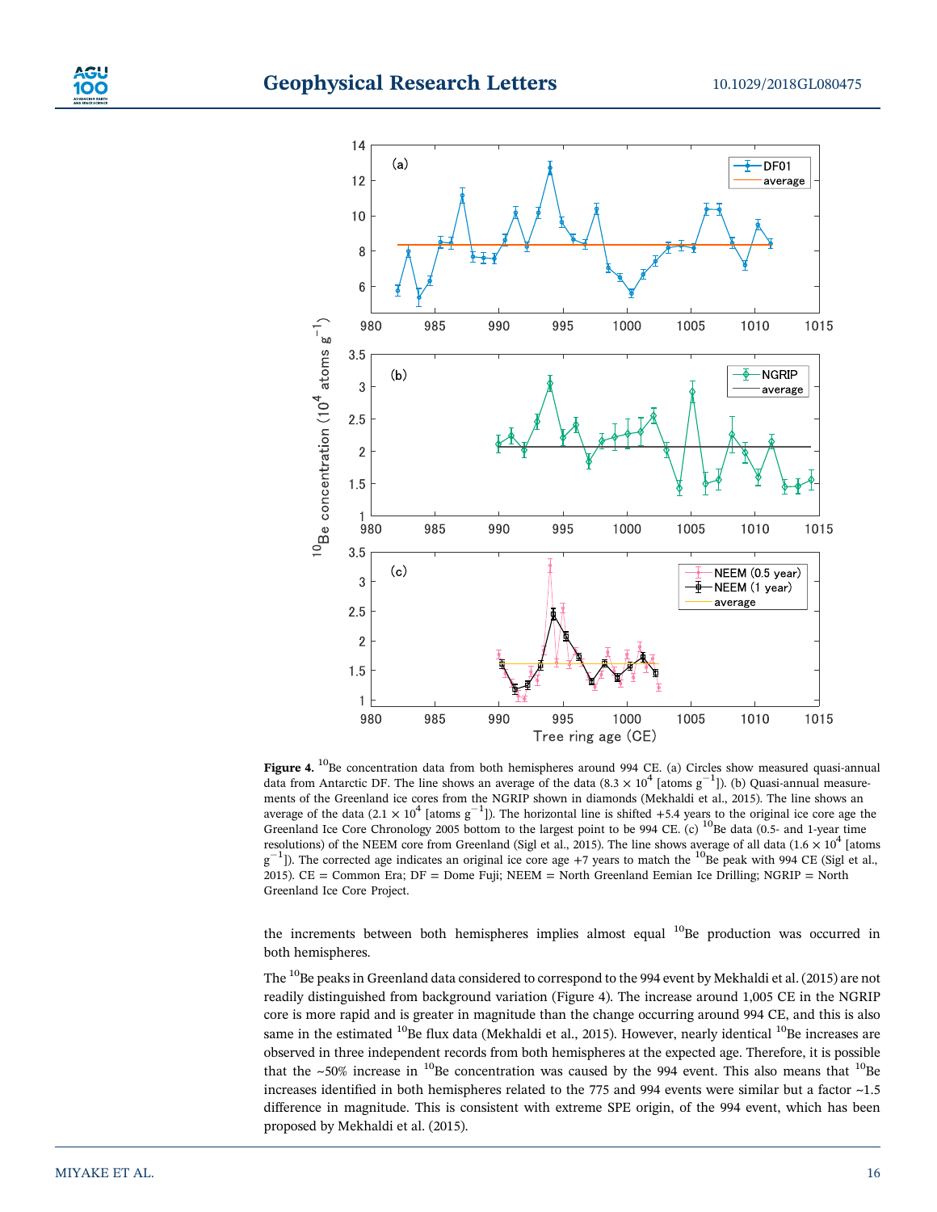**Figure 4.** $^{10}$Be concentration data from both hemispheres around 994 CE. (a) Circles show measured quasi-annual data from Antarctic DF. The line shows an average of the data ($8.3 \times 10^4$ [atoms g$^{-1}$]). (b) Quasi-annual measurements of the Greenland ice cores from the NGRIP shown in diamonds (Mekhaldi et al., 2015). The line shows an average of the data ($2.1 \times 10^4$ [atoms g$^{-1}$]). The horizontal line is shifted +5.4 years to the original ice core age the Greenland Ice Core Chronology 2005 bottom to the largest point to be 994 CE. (c) $^{10}$Be data (0.5- and 1-year time resolutions) of the NEEM core from Greenland (Sigl et al., 2015). The line shows average of all data ($1.6 \times 10^4$ [atoms g$^{-1}$]). The corrected age indicates an original ice core age +7 years to match the $^{10}$Be peak with 994 CE (Sigl et al., 2015). CE = Common Era; DF = Dome Fuji; NEEM = North Greenland Eemian Ice Drilling; NGRIP = North Greenland Ice Core Project.

the increments between both hemispheres implies almost equal $^{10}$Be production was occurred in both hemispheres.

The $^{10}$Be peaks in Greenland data considered to correspond to the 994 event by Mekhaldi et al. (2015) are not readily distinguished from background variation (Figure 4). The increase around 1,005 CE in the NGRIP core is more rapid and is greater in magnitude than the change occurring around 994 CE, and this is also same in the estimated $^{10}$Be flux data (Mekhaldi et al., 2015). However, nearly identical $^{10}$Be increases are observed in three independent records from both hemispheres at the expected age. Therefore, it is possible that the ~50% increase in $^{10}$Be concentration was caused by the 994 event. This also means that $^{10}$Be increases identified in both hemispheres related to the 775 and 994 events were similar but a factor ~1.5 difference in magnitude. This is consistent with extreme SPE origin, of the 994 event, which has been proposed by Mekhaldi et al. (2015).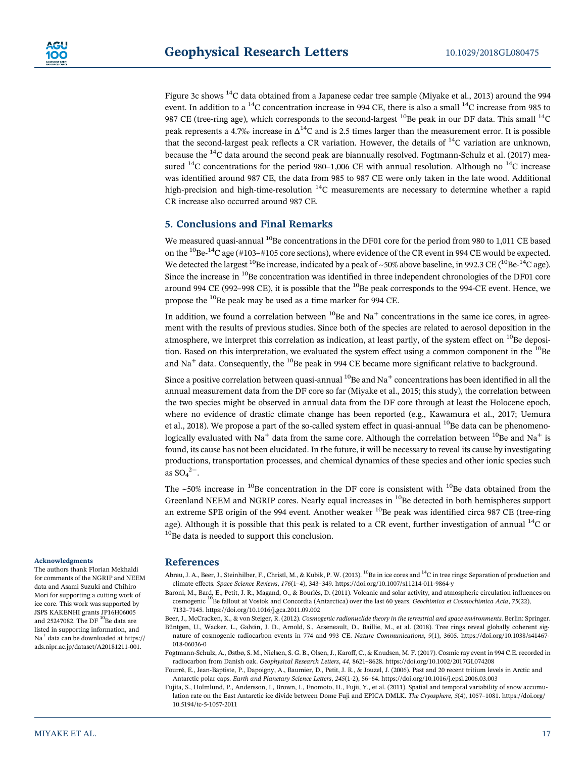Figure 3c shows $^{14}C$ data obtained from a Japanese cedar tree sample (Miyake et al., 2013) around the 994 event. In addition to a $^{14}C$ concentration increase in 994 CE, there is also a small $^{14}C$ increase from 985 to 987 CE (tree-ring age), which corresponds to the second-largest $^{10}Be$ peak in our DF data. This small $^{14}C$ peak represents a 4.7‰ increase in $\Delta^{14}C$ and is 2.5 times larger than the measurement error. It is possible that the second-largest peak reflects a CR variation. However, the details of $^{14}C$ variation are unknown, because the $^{14}C$ data around the second peak are biannually resolved. Fogtmann-Schulz et al. (2017) measured $^{14}C$ concentrations for the period 980–1,006 CE with annual resolution. Although no $^{14}C$ increase was identified around 987 CE, the data from 985 to 987 CE were only taken in the late wood. Additional high-precision and high-time-resolution $^{14}C$ measurements are necessary to determine whether a rapid CR increase also occurred around 987 CE.

## 5. Conclusions and Final Remarks

We measured quasi-annual $^{10}Be$ concentrations in the DF01 core for the period from 980 to 1,011 CE based on the $^{10}Be$-$^{14}C$ age (#103–#105 core sections), where evidence of the CR event in 994 CE would be expected. We detected the largest $^{10}Be$ increase, indicated by a peak of ~50% above baseline, in 992.3 CE ($^{10}Be$-$^{14}C$ age). Since the increase in $^{10}Be$ concentration was identified in three independent chronologies of the DF01 core around 994 CE (992–998 CE), it is possible that the $^{10}Be$ peak corresponds to the 994-CE event. Hence, we propose the $^{10}Be$ peak may be used as a time marker for 994 CE.

In addition, we found a correlation between $^{10}Be$ and $Na^+$ concentrations in the same ice cores, in agreement with the results of previous studies. Since both of the species are related to aerosol deposition in the atmosphere, we interpret this correlation as indication, at least partly, of the system effect on $^{10}Be$ deposition. Based on this interpretation, we evaluated the system effect using a common component in the $^{10}Be$ and $Na^+$ data. Consequently, the $^{10}Be$ peak in 994 CE became more significant relative to background.

Since a positive correlation between quasi-annual $^{10}Be$ and $Na^+$ concentrations has been identified in all the annual measurement data from the DF core so far (Miyake et al., 2015; this study), the correlation between the two species might be observed in annual data from the DF core through at least the Holocene epoch, where no evidence of drastic climate change has been reported (e.g., Kawamura et al., 2017; Uemura et al., 2018). We propose a part of the so-called system effect in quasi-annual $^{10}Be$ data can be phenomenologically evaluated with $Na^+$ data from the same core. Although the correlation between $^{10}Be$ and $Na^+$ is found, its cause has not been elucidated. In the future, it will be necessary to reveal its cause by investigating productions, transportation processes, and chemical dynamics of these species and other ionic species such as $SO_4^{2-}$.

The ~50% increase in $^{10}Be$ concentration in the DF core is consistent with $^{10}Be$ data obtained from the Greenland NEEM and NGRIP cores. Nearly equal increases in $^{10}Be$ detected in both hemispheres support an extreme SPE origin of the 994 event. Another weaker $^{10}Be$ peak was identified circa 987 CE (tree-ring age). Although it is possible that this peak is related to a CR event, further investigation of annual $^{14}C$ or $^{10}Be$ data is needed to support this conclusion.

### Acknowledgments

The authors thank Florian Mekhaldi for comments of the NGRIP and NEEM data and Asami Suzuki and Chihiro Mori for supporting a cutting work of ice core. This work was supported by JSPS KAKENHI grants JP16H06005 and 25247082. The DF $^{10}Be$ data are listed in supporting information, and $Na^+$ data can be downloaded at https://ads.nipr.ac.jp/dataset/A20181211-001.

## References

Abreu, J. A., Beer, J., Steinhilber, F., Christl, M., & Kubik, P. W. (2013). $^{10}Be$ in ice cores and $^{14}C$ in tree rings: Separation of production and climate effects. *Space Science Reviews*, *176*(1–4), 343–349. https://doi.org/10.1007/s11214-011-9864-y

Baroni, M., Bard, E., Petit, J. R., Magand, O., & Bourlès, D. (2011). Volcanic and solar activity, and atmospheric circulation influences on cosmogenic $^{10}Be$ fallout at Vostok and Concordia (Antarctica) over the last 60 years. *Geochimica et Cosmochimica Acta*, *75*(22), 7132–7145. https://doi.org/10.1016/j.gca.2011.09.002

Beer, J., McCracken, K., & von Steiger, R. (2012). *Cosmogenic radionuclide theory in the terrestrial and space environments*. Berlin: Springer.

Büntgen, U., Wacker, L., Galván, J. D., Arnold, S., Arseneault, D., Baillie, M., et al. (2018). Tree rings reveal globally coherent signature of cosmogenic radiocarbon events in 774 and 993 CE. *Nature Communications*, *9*(1), 3605. https://doi.org/10.1038/s41467-018-06036-0

Fogtmann-Schulz, A., Østbø, S. M., Nielsen, S. G. B., Olsen, J., Karoff, C., & Knudsen, M. F. (2017). Cosmic ray event in 994 C.E. recorded in radiocarbon from Danish oak. *Geophysical Research Letters*, *44*, 8621–8628. https://doi.org/10.1002/2017GL074208

Fourré, E., Jean-Baptiste, P., Dapoigny, A., Baumier, D., Petit, J. R., & Jouzel, J. (2006). Past and 20 recent tritium levels in Arctic and Antarctic polar caps. *Earth and Planetary Science Letters*, *245*(1-2), 56–64. https://doi.org/10.1016/j.epsl.2006.03.003

Fujita, S., Holmlund, P., Andersson, I., Brown, I., Enomoto, H., Fujii, Y., et al. (2011). Spatial and temporal variability of snow accumulation rate on the East Antarctic ice divide between Dome Fuji and EPICA DMLK. *The Cryosphere*, *5*(4), 1057–1081. https://doi.org/10.5194/tc-5-1057-2011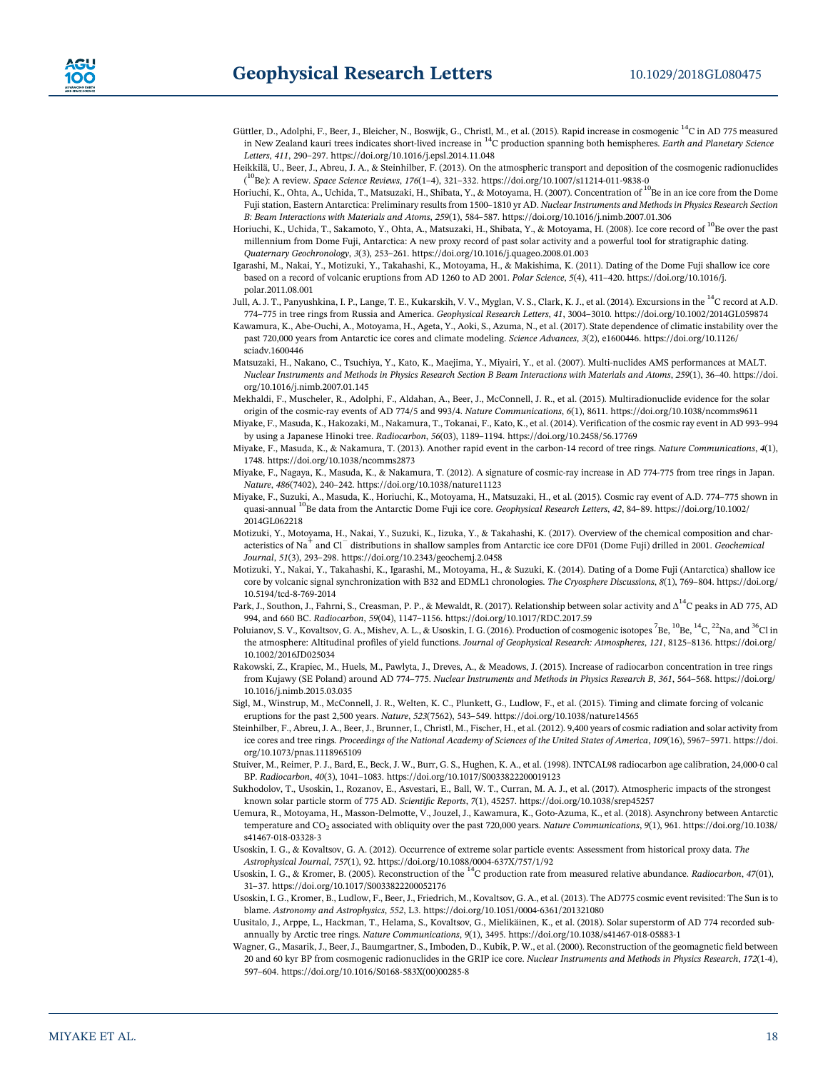Güttler, D., Adolphi, F., Beer, J., Bleicher, N., Boswijk, G., Christl, M., et al. (2015). Rapid increase in cosmogenic $^{14}$C in AD 775 measured in New Zealand kauri trees indicates short-lived increase in $^{14}$C production spanning both hemispheres. *Earth and Planetary Science Letters*, *411*, 290–297. https://doi.org/10.1016/j.epsl.2014.11.048

Heikkilä, U., Beer, J., Abreu, J. A., & Steinhilber, F. (2013). On the atmospheric transport and deposition of the cosmogenic radionuclides ($^{10}$Be): A review. *Space Science Reviews*, *176*(1–4), 321–332. https://doi.org/10.1007/s11214-011-9838-0

Horiuchi, K., Ohta, A., Uchida, T., Matsuzaki, H., Shibata, Y., & Motoyama, H. (2007). Concentration of $^{10}$Be in an ice core from the Dome Fuji station, Eastern Antarctica: Preliminary results from 1500–1810 yr AD. *Nuclear Instruments and Methods in Physics Research Section B: Beam Interactions with Materials and Atoms*, *259*(1), 584–587. https://doi.org/10.1016/j.nimb.2007.01.306

Horiuchi, K., Uchida, T., Sakamoto, Y., Ohta, A., Matsuzaki, H., Shibata, Y., & Motoyama, H. (2008). Ice core record of $^{10}$Be over the past millennium from Dome Fuji, Antarctica: A new proxy record of past solar activity and a powerful tool for stratigraphic dating. *Quaternary Geochronology*, *3*(3), 253–261. https://doi.org/10.1016/j.quageo.2008.01.003

Igarashi, M., Nakai, Y., Motizuki, Y., Takahashi, K., Motoyama, H., & Makishima, K. (2011). Dating of the Dome Fuji shallow ice core based on a record of volcanic eruptions from AD 1260 to AD 2001. *Polar Science*, *5*(4), 411–420. https://doi.org/10.1016/j.polar.2011.08.001

Jull, A. J. T., Panyushkina, I. P., Lange, T. E., Kukarskih, V. V., Myglan, V. S., Clark, K. J., et al. (2014). Excursions in the $^{14}$C record at A.D. 774–775 in tree rings from Russia and America. *Geophysical Research Letters*, *41*, 3004–3010. https://doi.org/10.1002/2014GL059874

Kawamura, K., Abe-Ouchi, A., Motoyama, H., Ageta, Y., Aoki, S., Azuma, N., et al. (2017). State dependence of climatic instability over the past 720,000 years from Antarctic ice cores and climate modeling. *Science Advances*, *3*(2), e1600446. https://doi.org/10.1126/sciadv.1600446

Matsuzaki, H., Nakano, C., Tsuchiya, Y., Kato, K., Maejima, Y., Miyairi, Y., et al. (2007). Multi-nuclides AMS performances at MALT. *Nuclear Instruments and Methods in Physics Research Section B Beam Interactions with Materials and Atoms*, *259*(1), 36–40. https://doi.org/10.1016/j.nimb.2007.01.145

Mekhaldi, F., Muscheler, R., Adolphi, F., Aldahan, A., Beer, J., McConnell, J. R., et al. (2015). Multiradionuclide evidence for the solar origin of the cosmic-ray events of AD 774/5 and 993/4. *Nature Communications*, *6*(1), 8611. https://doi.org/10.1038/ncomms9611

Miyake, F., Masuda, K., Hakozaki, M., Nakamura, T., Tokanai, F., Kato, K., et al. (2014). Verification of the cosmic ray event in AD 993–994 by using a Japanese Hinoki tree. *Radiocarbon*, *56*(03), 1189–1194. https://doi.org/10.2458/56.17769

Miyake, F., Masuda, K., & Nakamura, T. (2013). Another rapid event in the carbon-14 record of tree rings. *Nature Communications*, *4*(1), 1748. https://doi.org/10.1038/ncomms2873

Miyake, F., Nagaya, K., Masuda, K., & Nakamura, T. (2012). A signature of cosmic-ray increase in AD 774-775 from tree rings in Japan. *Nature*, *486*(7402), 240–242. https://doi.org/10.1038/nature11123

Miyake, F., Suzuki, A., Masuda, K., Horiuchi, K., Motoyama, H., Matsuzaki, H., et al. (2015). Cosmic ray event of A.D. 774–775 shown in quasi-annual $^{10}$Be data from the Antarctic Dome Fuji ice core. *Geophysical Research Letters*, *42*, 84–89. https://doi.org/10.1002/2014GL062218

Motizuki, Y., Motoyama, H., Nakai, Y., Suzuki, K., Iizuka, Y., & Takahashi, K. (2017). Overview of the chemical composition and characteristics of $Na^+$ and $Cl^-$ distributions in shallow samples from Antarctic ice core DF01 (Dome Fuji) drilled in 2001. *Geochemical Journal*, *51*(3), 293–298. https://doi.org/10.2343/geochemj.2.0458

Motizuki, Y., Nakai, Y., Takahashi, K., Igarashi, M., Motoyama, H., & Suzuki, K. (2014). Dating of a Dome Fuji (Antarctica) shallow ice core by volcanic signal synchronization with B32 and EDML1 chronologies. *The Cryosphere Discussions*, *8*(1), 769–804. https://doi.org/10.5194/tcd-8-769-2014

Park, J., Southon, J., Fahrni, S., Creasman, P. P., & Mewaldt, R. (2017). Relationship between solar activity and $\Delta^{14}$C peaks in AD 775, AD 994, and 660 BC. *Radiocarbon*, *59*(04), 1147–1156. https://doi.org/10.1017/RDC.2017.59

Poluianov, S. V., Kovaltsov, G. A., Mishev, A. L., & Usoskin, I. G. (2016). Production of cosmogenic isotopes $^{7}$Be, $^{10}$Be, $^{14}$C, $^{22}$Na, and $^{36}$Cl in the atmosphere: Altitudinal profiles of yield functions. *Journal of Geophysical Research: Atmospheres*, *121*, 8125–8136. https://doi.org/10.1002/2016JD025034

Rakowski, Z., Krapiec, M., Huels, M., Pawlyta, J., Dreves, A., & Meadows, J. (2015). Increase of radiocarbon concentration in tree rings from Kujawy (SE Poland) around AD 774–775. *Nuclear Instruments and Methods in Physics Research B*, *361*, 564–568. https://doi.org/10.1016/j.nimb.2015.03.035

Sigl, M., Winstrup, M., McConnell, J. R., Welten, K. C., Plunkett, G., Ludlow, F., et al. (2015). Timing and climate forcing of volcanic eruptions for the past 2,500 years. *Nature*, *523*(7562), 543–549. https://doi.org/10.1038/nature14565

Steinhilber, F., Abreu, J. A., Beer, J., Brunner, I., Christl, M., Fischer, H., et al. (2012). 9,400 years of cosmic radiation and solar activity from ice cores and tree rings. *Proceedings of the National Academy of Sciences of the United States of America*, *109*(16), 5967–5971. https://doi.org/10.1073/pnas.1118965109

Stuiver, M., Reimer, P. J., Bard, E., Beck, J. W., Burr, G. S., Hughen, K. A., et al. (1998). INTCAL98 radiocarbon age calibration, 24,000-0 cal BP. *Radiocarbon*, *40*(3), 1041–1083. https://doi.org/10.1017/S0033822200019123

Sukhodolov, T., Usoskin, I., Rozanov, E., Asvestari, E., Ball, W. T., Curran, M. A. J., et al. (2017). Atmospheric impacts of the strongest known solar particle storm of 775 AD. *Scientific Reports*, *7*(1), 45257. https://doi.org/10.1038/srep45257

Uemura, R., Motoyama, H., Masson-Delmotte, V., Jouzel, J., Kawamura, K., Goto-Azuma, K., et al. (2018). Asynchrony between Antarctic temperature and $CO_2$ associated with obliquity over the past 720,000 years. *Nature Communications*, *9*(1), 961. https://doi.org/10.1038/s41467-018-03328-3

Usoskin, I. G., & Kovaltsov, G. A. (2012). Occurrence of extreme solar particle events: Assessment from historical proxy data. *The Astrophysical Journal*, *757*(1), 92. https://doi.org/10.1088/0004-637X/757/1/92

Usoskin, I. G., & Kromer, B. (2005). Reconstruction of the $^{14}$C production rate from measured relative abundance. *Radiocarbon*, *47*(01), 31–37. https://doi.org/10.1017/S0033822200052176

Usoskin, I. G., Kromer, B., Ludlow, F., Beer, J., Friedrich, M., Kovaltsov, G. A., et al. (2013). The AD775 cosmic event revisited: The Sun is to blame. *Astronomy and Astrophysics*, *552*, L3. https://doi.org/10.1051/0004-6361/201321080

Uusitalo, J., Arppe, L., Hackman, T., Helama, S., Kovaltsov, G., Mielikäinen, K., et al. (2018). Solar superstorm of AD 774 recorded subannually by Arctic tree rings. *Nature Communications*, *9*(1), 3495. https://doi.org/10.1038/s41467-018-05883-1

Wagner, G., Masarik, J., Beer, J., Baumgartner, S., Imboden, D., Kubik, P. W., et al. (2000). Reconstruction of the geomagnetic field between 20 and 60 kyr BP from cosmogenic radionuclides in the GRIP ice core. *Nuclear Instruments and Methods in Physics Research*, *172*(1-4), 597–604. https://doi.org/10.1016/S0168-583X(00)00285-8